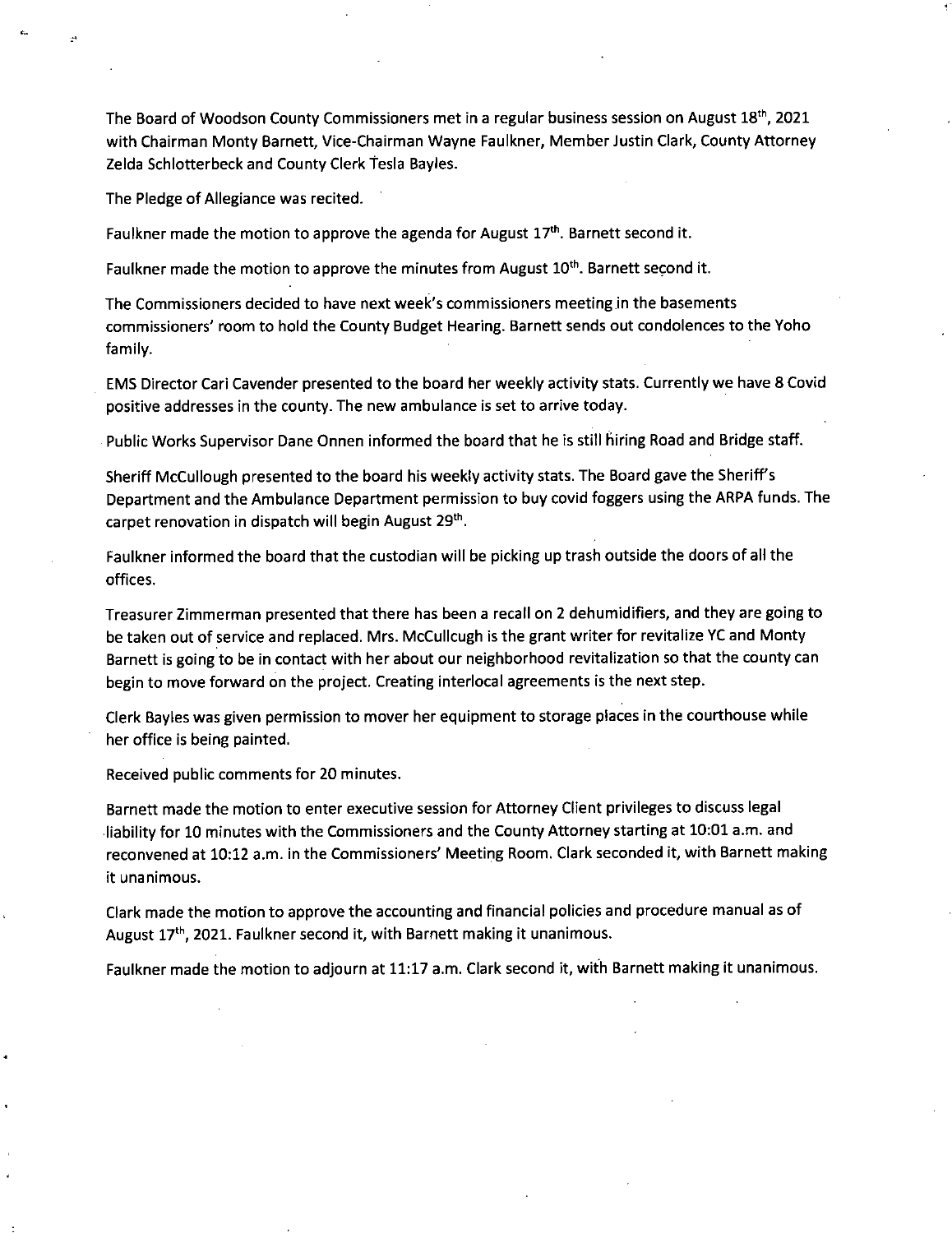The Board of Woodson County Commissioners met in a regular business session on August 18th, 2021 with Chairman Monty Barnett, Vice-Chairman Wayne Faulkner, Member Justin Clark, County Attorney Zelda Schlotterbeck and County Clerk Tesla Bayles.

The Pledge of Allegiance was recited.

Faulkner made the motion to approve the agenda for August 17th. Barnett second it.

Faulkner made the motion to approve the minutes from August 10th. Barnett second it.

The Commissioners decided to have next week's commissioners meeting in the basements commissioners' room to hold the County Budget Hearing. Barnett sends out condolences to the Yoho family.

EMS Director Cari Cavender presented to the board her weekly activity stats. Currently we have 8 Covid positive addresses in the county. The new ambulance is set to arrive today.

Public Works Supervisor Dane Onnen informed the board that he is still hiring Road and Bridge staff.

Sheriff McCullough presented to the board his weekly activity stats. The Board gave the Sheriff's Department and the Ambulance Department permission to buy covid foggers using the ARPA funds. The carpet renovation in dispatch will begin August 29th.

Faulkner informed the board that the custodian will be picking up trash outside the doors of all the offices.

Treasurer Zimmerman presented that there has been a recall on 2 dehumidifiers, and they are going to be taken out of service and replaced. Mrs. McCullcugh is the grant writer for revitalize YC and Monty Barnett is going to be in contact with her about our neighborhood revitalization so that the county can begin to move forward on the project. Creating interlocal agreements is the next step.

Clerk Bayles was given permission to mover her equipment to storage places in the courthouse while her office is being painted.

Received public comments for 20 minutes.

Barnett made the motion to enter executive session for Attorney Client privileges to discuss legal liability for 10 minutes with the Commissioners and the County Attorney starting at 10:01 a.m. and reconvened at 10:12 a.m. in the Commissioners' Meeting Room. Clark seconded it, with Barnett making it unanimous.

Clark made the motion to approve the accounting and financial policies and procedure manual as of August 17th, 2021. Faulkner second it, with Barnett making it unanimous.

Faulkner made the motion to adjourn at 11:17 a.m. Clark second it, with Barnett making it unanimous.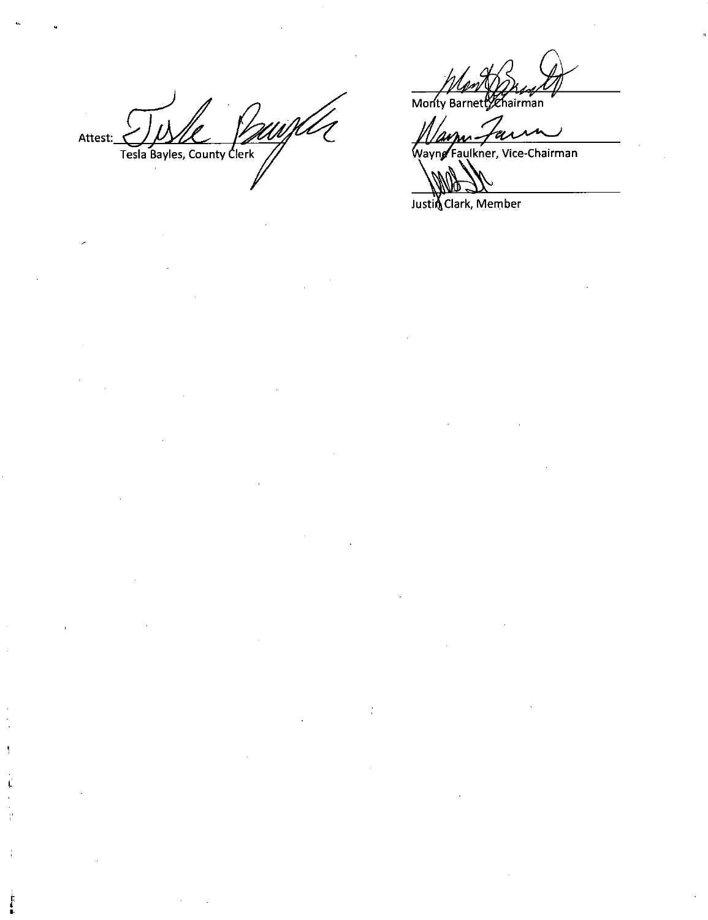Attest: ____________________
Tesla Bayles, County Clerk

____________________
Monty Barnett, Chairman

____________________
Wayne Faulkner, Vice-Chairman

____________________
Justin Clark, Member